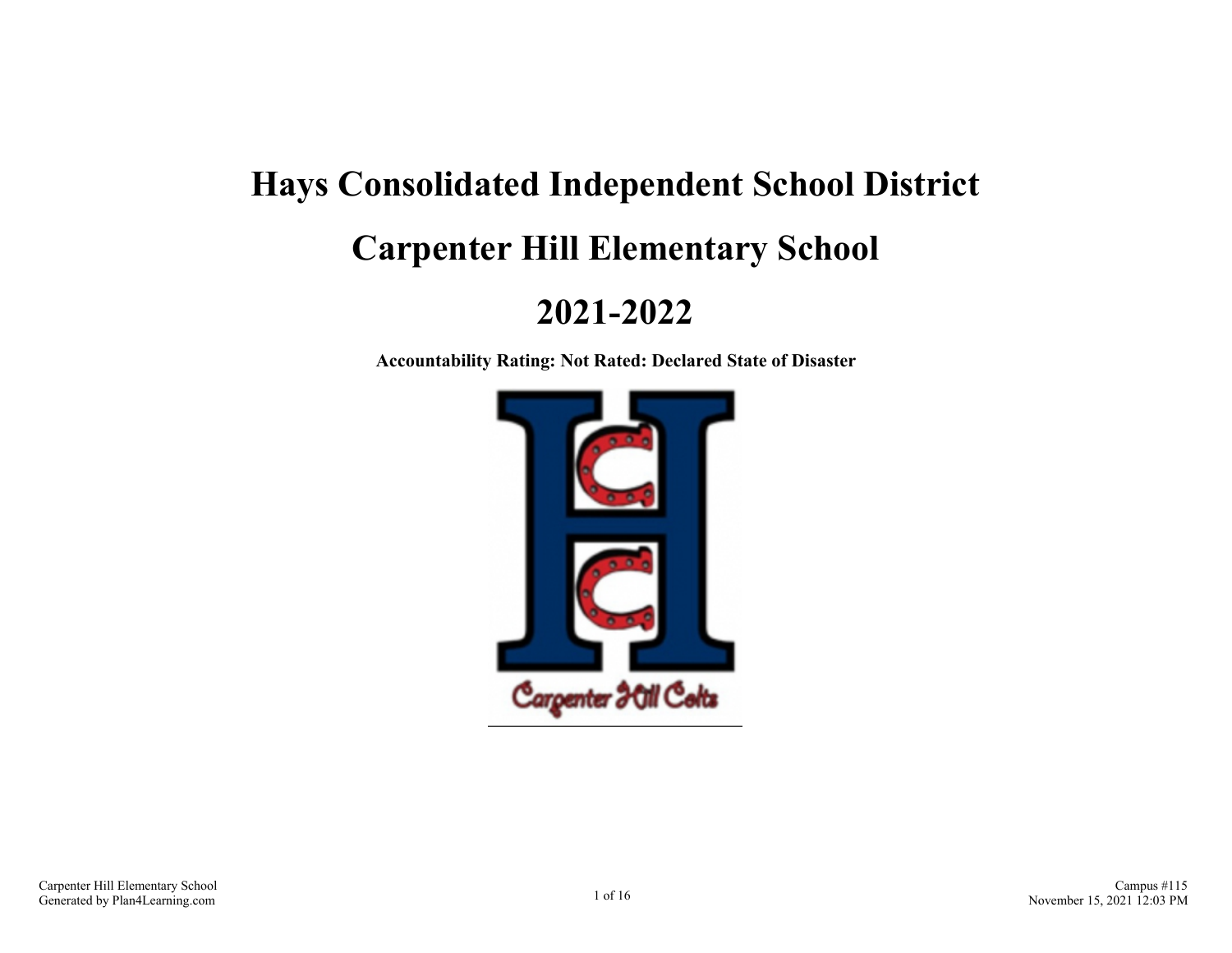# Hays Consolidated Independent School District

# Carpenter Hill Elementary School

# 2021-2022

**Accountability Rating: Not Rated: Declared State of Disaster**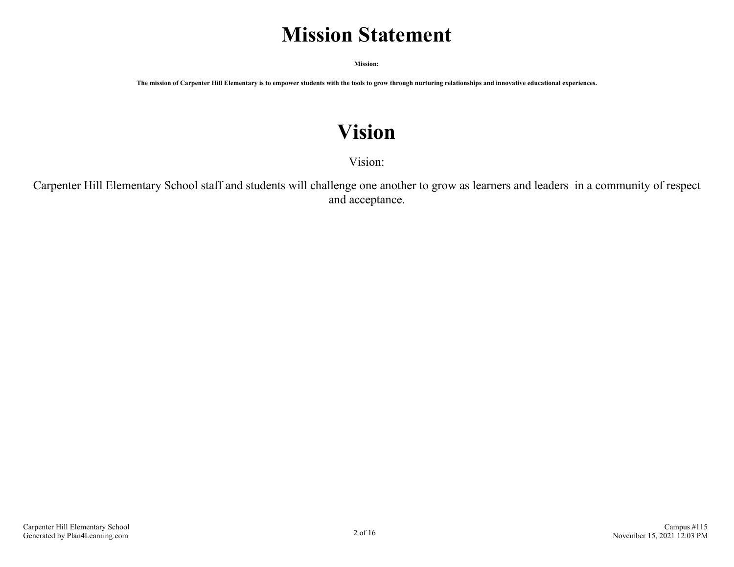# Mission Statement

**Mission:**

**The mission of Carpenter Hill Elementary is to empower students with the tools to grow through nurturing relationships and innovative educational experiences.**

# Vision

Vision:

Carpenter Hill Elementary School staff and students will challenge one another to grow as learners and leaders in a community of respect and acceptance.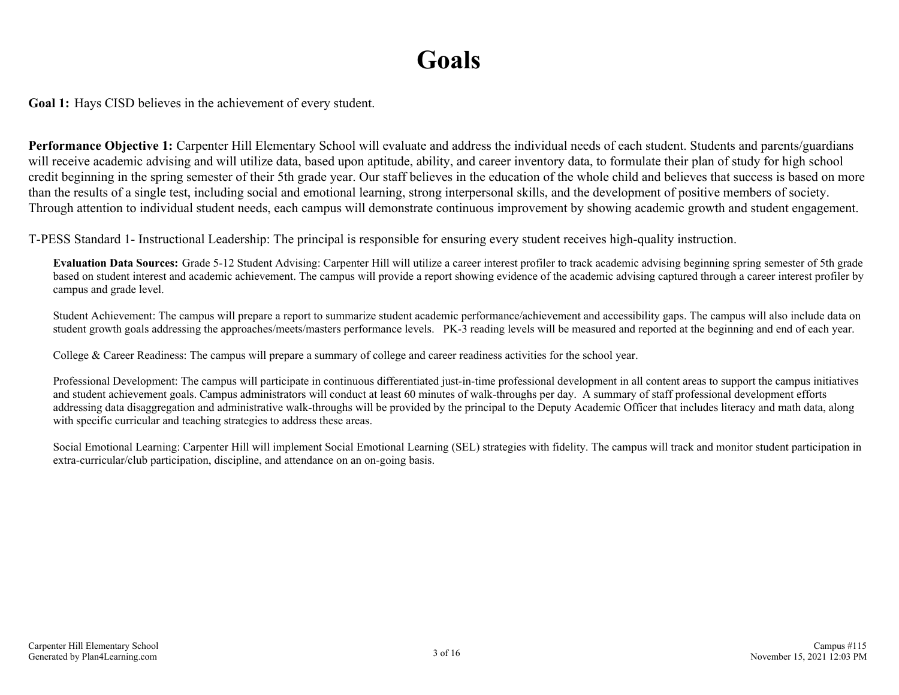# Goals

**Goal 1:** Hays CISD believes in the achievement of every student.

**Performance Objective 1:** Carpenter Hill Elementary School will evaluate and address the individual needs of each student. Students and parents/guardians will receive academic advising and will utilize data, based upon aptitude, ability, and career inventory data, to formulate their plan of study for high school credit beginning in the spring semester of their 5th grade year. Our staff believes in the education of the whole child and believes that success is based on more than the results of a single test, including social and emotional learning, strong interpersonal skills, and the development of positive members of society. Through attention to individual student needs, each campus will demonstrate continuous improvement by showing academic growth and student engagement.

T-PESS Standard 1- Instructional Leadership: The principal is responsible for ensuring every student receives high-quality instruction.

**Evaluation Data Sources:** Grade 5-12 Student Advising: Carpenter Hill will utilize a career interest profiler to track academic advising beginning spring semester of 5th grade based on student interest and academic achievement. The campus will provide a report showing evidence of the academic advising captured through a career interest profiler by campus and grade level.

Student Achievement: The campus will prepare a report to summarize student academic performance/achievement and accessibility gaps. The campus will also include data on student growth goals addressing the approaches/meets/masters performance levels. PK-3 reading levels will be measured and reported at the beginning and end of each year.

College & Career Readiness: The campus will prepare a summary of college and career readiness activities for the school year.

Professional Development: The campus will participate in continuous differentiated just-in-time professional development in all content areas to support the campus initiatives and student achievement goals. Campus administrators will conduct at least 60 minutes of walk-throughs per day. A summary of staff professional development efforts addressing data disaggregation and administrative walk-throughs will be provided by the principal to the Deputy Academic Officer that includes literacy and math data, along with specific curricular and teaching strategies to address these areas.

Social Emotional Learning: Carpenter Hill will implement Social Emotional Learning (SEL) strategies with fidelity. The campus will track and monitor student participation in extra-curricular/club participation, discipline, and attendance on an on-going basis.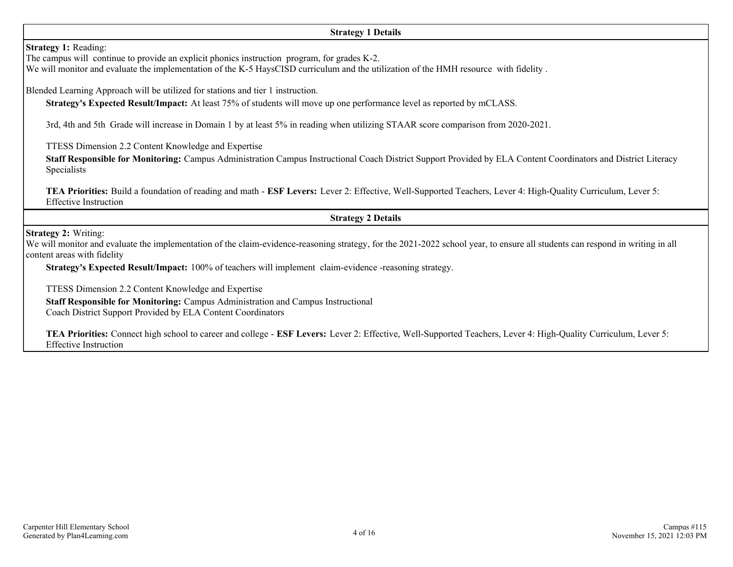## Strategy 1 Details

**Strategy 1:** Reading:
The campus will continue to provide an explicit phonics instruction program, for grades K-2.
We will monitor and evaluate the implementation of the K-5 HaysCISD curriculum and the utilization of the HMH resource with fidelity .

Blended Learning Approach will be utilized for stations and tier 1 instruction.

**Strategy's Expected Result/Impact:** At least 75% of students will move up one performance level as reported by mCLASS.

3rd, 4th and 5th Grade will increase in Domain 1 by at least 5% in reading when utilizing STAAR score comparison from 2020-2021.

TTESS Dimension 2.2 Content Knowledge and Expertise

**Staff Responsible for Monitoring:** Campus Administration Campus Instructional Coach District Support Provided by ELA Content Coordinators and District Literacy Specialists

**TEA Priorities:** Build a foundation of reading and math - **ESF Levers:** Lever 2: Effective, Well-Supported Teachers, Lever 4: High-Quality Curriculum, Lever 5: Effective Instruction

## Strategy 2 Details

**Strategy 2:** Writing:
We will monitor and evaluate the implementation of the claim-evidence-reasoning strategy, for the 2021-2022 school year, to ensure all students can respond in writing in all content areas with fidelity

**Strategy's Expected Result/Impact:** 100% of teachers will implement claim-evidence -reasoning strategy.

TTESS Dimension 2.2 Content Knowledge and Expertise

**Staff Responsible for Monitoring:** Campus Administration and Campus Instructional Coach District Support Provided by ELA Content Coordinators

**TEA Priorities:** Connect high school to career and college - **ESF Levers:** Lever 2: Effective, Well-Supported Teachers, Lever 4: High-Quality Curriculum, Lever 5: Effective Instruction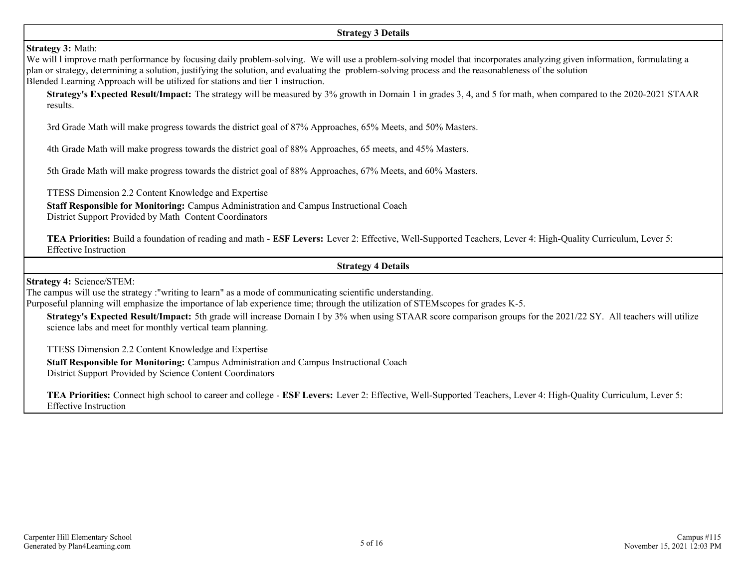## Strategy 3 Details

**Strategy 3:** Math:
We will l improve math performance by focusing daily problem-solving. We will use a problem-solving model that incorporates analyzing given information, formulating a plan or strategy, determining a solution, justifying the solution, and evaluating the problem-solving process and the reasonableness of the solution
Blended Learning Approach will be utilized for stations and tier 1 instruction.

**Strategy's Expected Result/Impact:** The strategy will be measured by 3% growth in Domain 1 in grades 3, 4, and 5 for math, when compared to the 2020-2021 STAAR results.

3rd Grade Math will make progress towards the district goal of 87% Approaches, 65% Meets, and 50% Masters.

4th Grade Math will make progress towards the district goal of 88% Approaches, 65 meets, and 45% Masters.

5th Grade Math will make progress towards the district goal of 88% Approaches, 67% Meets, and 60% Masters.

TTESS Dimension 2.2 Content Knowledge and Expertise

**Staff Responsible for Monitoring:** Campus Administration and Campus Instructional Coach
District Support Provided by Math Content Coordinators

**TEA Priorities:** Build a foundation of reading and math - **ESF Levers:** Lever 2: Effective, Well-Supported Teachers, Lever 4: High-Quality Curriculum, Lever 5: Effective Instruction

## Strategy 4 Details

**Strategy 4:** Science/STEM:
The campus will use the strategy :"writing to learn" as a mode of communicating scientific understanding.
Purposeful planning will emphasize the importance of lab experience time; through the utilization of STEMscopes for grades K-5.

**Strategy's Expected Result/Impact:** 5th grade will increase Domain I by 3% when using STAAR score comparison groups for the 2021/22 SY. All teachers will utilize science labs and meet for monthly vertical team planning.

TTESS Dimension 2.2 Content Knowledge and Expertise

**Staff Responsible for Monitoring:** Campus Administration and Campus Instructional Coach
District Support Provided by Science Content Coordinators

**TEA Priorities:** Connect high school to career and college - **ESF Levers:** Lever 2: Effective, Well-Supported Teachers, Lever 4: High-Quality Curriculum, Lever 5: Effective Instruction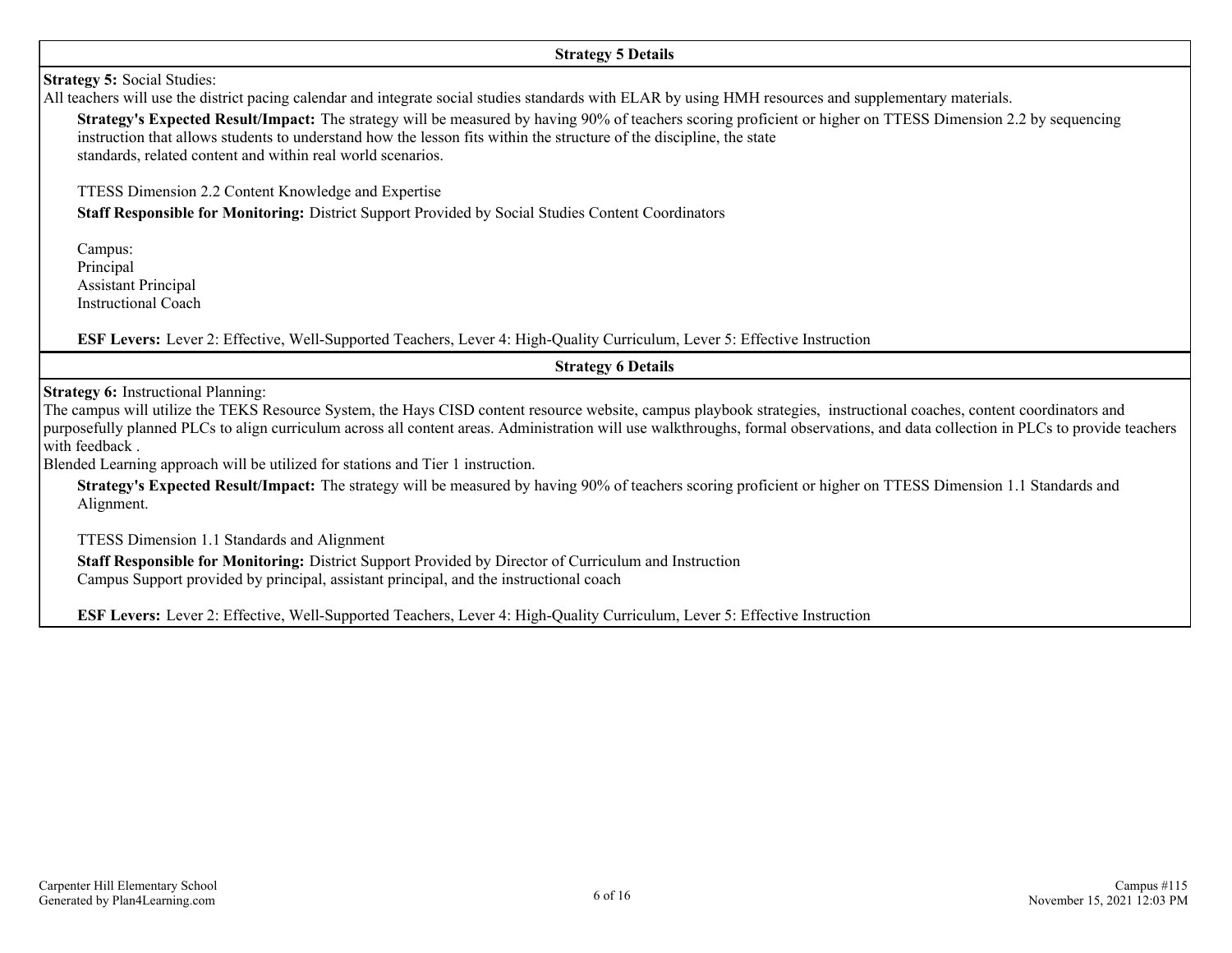## Strategy 5 Details

**Strategy 5:** Social Studies:
All teachers will use the district pacing calendar and integrate social studies standards with ELAR by using HMH resources and supplementary materials.

**Strategy's Expected Result/Impact:** The strategy will be measured by having 90% of teachers scoring proficient or higher on TTESS Dimension 2.2 by sequencing instruction that allows students to understand how the lesson fits within the structure of the discipline, the state standards, related content and within real world scenarios.

TTESS Dimension 2.2 Content Knowledge and Expertise

**Staff Responsible for Monitoring:** District Support Provided by Social Studies Content Coordinators

Campus:
Principal
Assistant Principal
Instructional Coach

**ESF Levers:** Lever 2: Effective, Well-Supported Teachers, Lever 4: High-Quality Curriculum, Lever 5: Effective Instruction

## Strategy 6 Details

**Strategy 6:** Instructional Planning:
The campus will utilize the TEKS Resource System, the Hays CISD content resource website, campus playbook strategies, instructional coaches, content coordinators and purposefully planned PLCs to align curriculum across all content areas. Administration will use walkthroughs, formal observations, and data collection in PLCs to provide teachers with feedback .
Blended Learning approach will be utilized for stations and Tier 1 instruction.

**Strategy's Expected Result/Impact:** The strategy will be measured by having 90% of teachers scoring proficient or higher on TTESS Dimension 1.1 Standards and Alignment.

TTESS Dimension 1.1 Standards and Alignment

**Staff Responsible for Monitoring:** District Support Provided by Director of Curriculum and Instruction
Campus Support provided by principal, assistant principal, and the instructional coach

**ESF Levers:** Lever 2: Effective, Well-Supported Teachers, Lever 4: High-Quality Curriculum, Lever 5: Effective Instruction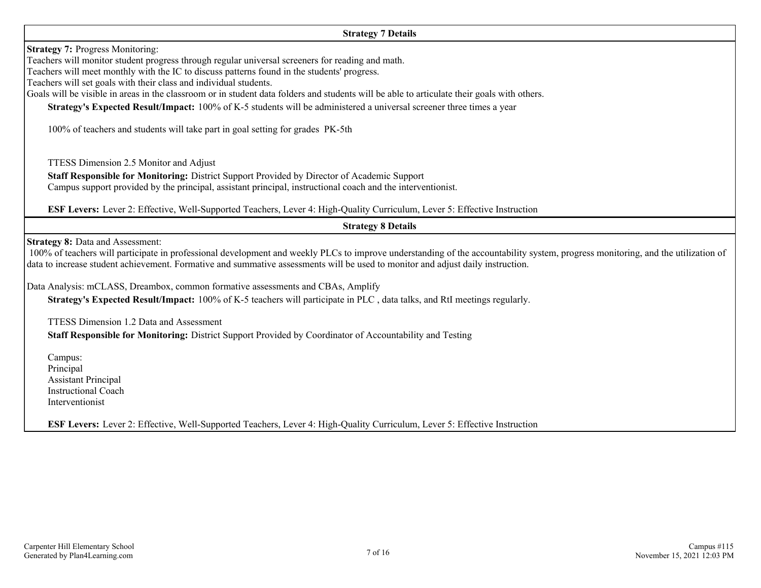### Strategy 7 Details

**Strategy 7:** Progress Monitoring:
Teachers will monitor student progress through regular universal screeners for reading and math.
Teachers will meet monthly with the IC to discuss patterns found in the students' progress.
Teachers will set goals with their class and individual students.
Goals will be visible in areas in the classroom or in student data folders and students will be able to articulate their goals with others.

**Strategy's Expected Result/Impact:** 100% of K-5 students will be administered a universal screener three times a year

100% of teachers and students will take part in goal setting for grades PK-5th

TTESS Dimension 2.5 Monitor and Adjust

**Staff Responsible for Monitoring:** District Support Provided by Director of Academic Support
Campus support provided by the principal, assistant principal, instructional coach and the interventionist.

**ESF Levers:** Lever 2: Effective, Well-Supported Teachers, Lever 4: High-Quality Curriculum, Lever 5: Effective Instruction

### Strategy 8 Details

**Strategy 8:** Data and Assessment:
100% of teachers will participate in professional development and weekly PLCs to improve understanding of the accountability system, progress monitoring, and the utilization of data to increase student achievement. Formative and summative assessments will be used to monitor and adjust daily instruction.

Data Analysis: mCLASS, Dreambox, common formative assessments and CBAs, Amplify

**Strategy's Expected Result/Impact:** 100% of K-5 teachers will participate in PLC , data talks, and RtI meetings regularly.

TTESS Dimension 1.2 Data and Assessment

**Staff Responsible for Monitoring:** District Support Provided by Coordinator of Accountability and Testing

Campus:
Principal
Assistant Principal
Instructional Coach
Interventionist

**ESF Levers:** Lever 2: Effective, Well-Supported Teachers, Lever 4: High-Quality Curriculum, Lever 5: Effective Instruction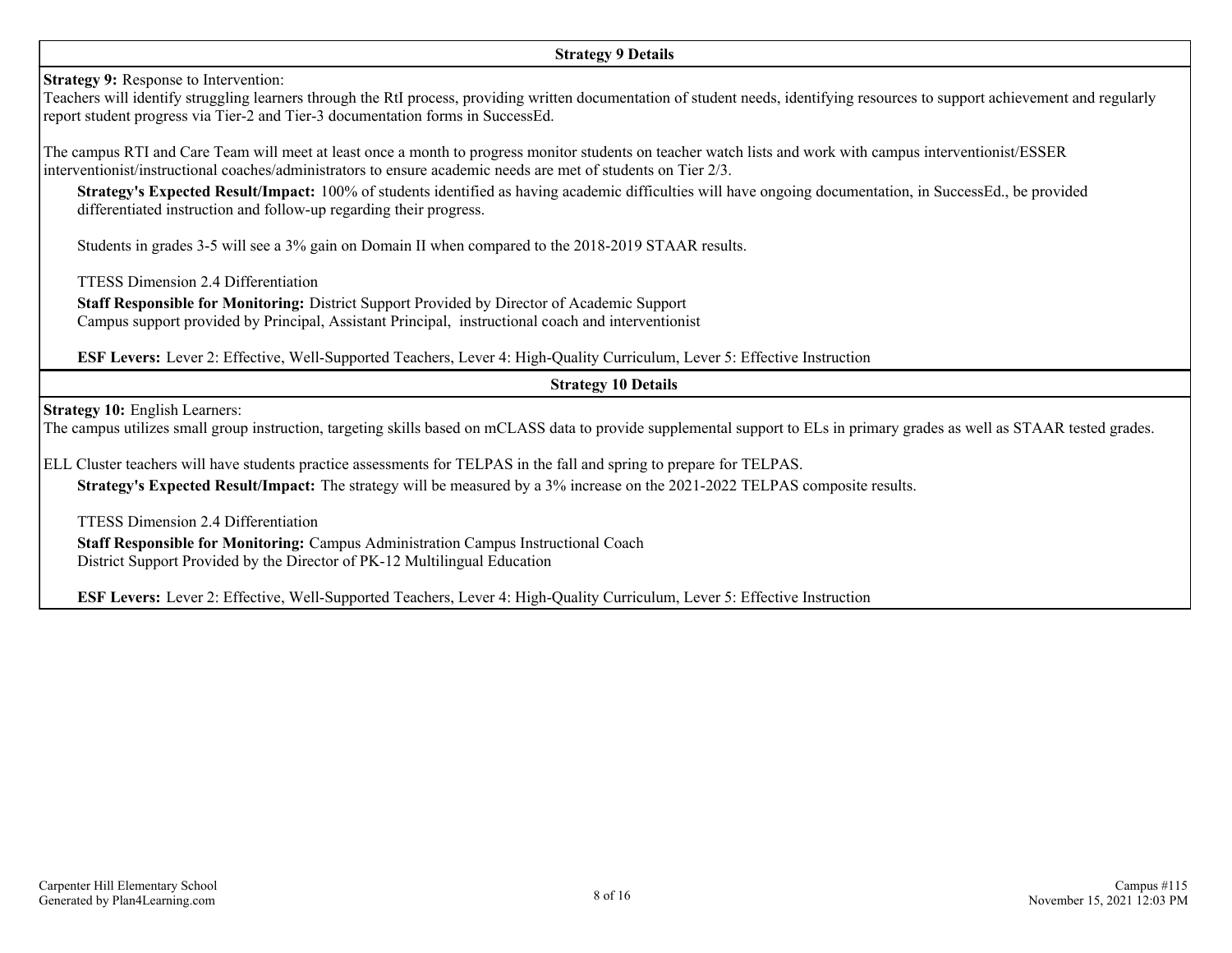## Strategy 9 Details

**Strategy 9:** Response to Intervention:
Teachers will identify struggling learners through the RtI process, providing written documentation of student needs, identifying resources to support achievement and regularly report student progress via Tier-2 and Tier-3 documentation forms in SuccessEd.

The campus RTI and Care Team will meet at least once a month to progress monitor students on teacher watch lists and work with campus interventionist/ESSER interventionist/instructional coaches/administrators to ensure academic needs are met of students on Tier 2/3.

**Strategy's Expected Result/Impact:** 100% of students identified as having academic difficulties will have ongoing documentation, in SuccessEd., be provided differentiated instruction and follow-up regarding their progress.

Students in grades 3-5 will see a 3% gain on Domain II when compared to the 2018-2019 STAAR results.

TTESS Dimension 2.4 Differentiation

**Staff Responsible for Monitoring:** District Support Provided by Director of Academic Support
Campus support provided by Principal, Assistant Principal, instructional coach and interventionist

**ESF Levers:** Lever 2: Effective, Well-Supported Teachers, Lever 4: High-Quality Curriculum, Lever 5: Effective Instruction

## Strategy 10 Details

**Strategy 10:** English Learners:
The campus utilizes small group instruction, targeting skills based on mCLASS data to provide supplemental support to ELs in primary grades as well as STAAR tested grades.

ELL Cluster teachers will have students practice assessments for TELPAS in the fall and spring to prepare for TELPAS.

**Strategy's Expected Result/Impact:** The strategy will be measured by a 3% increase on the 2021-2022 TELPAS composite results.

TTESS Dimension 2.4 Differentiation

**Staff Responsible for Monitoring:** Campus Administration Campus Instructional Coach
District Support Provided by the Director of PK-12 Multilingual Education

**ESF Levers:** Lever 2: Effective, Well-Supported Teachers, Lever 4: High-Quality Curriculum, Lever 5: Effective Instruction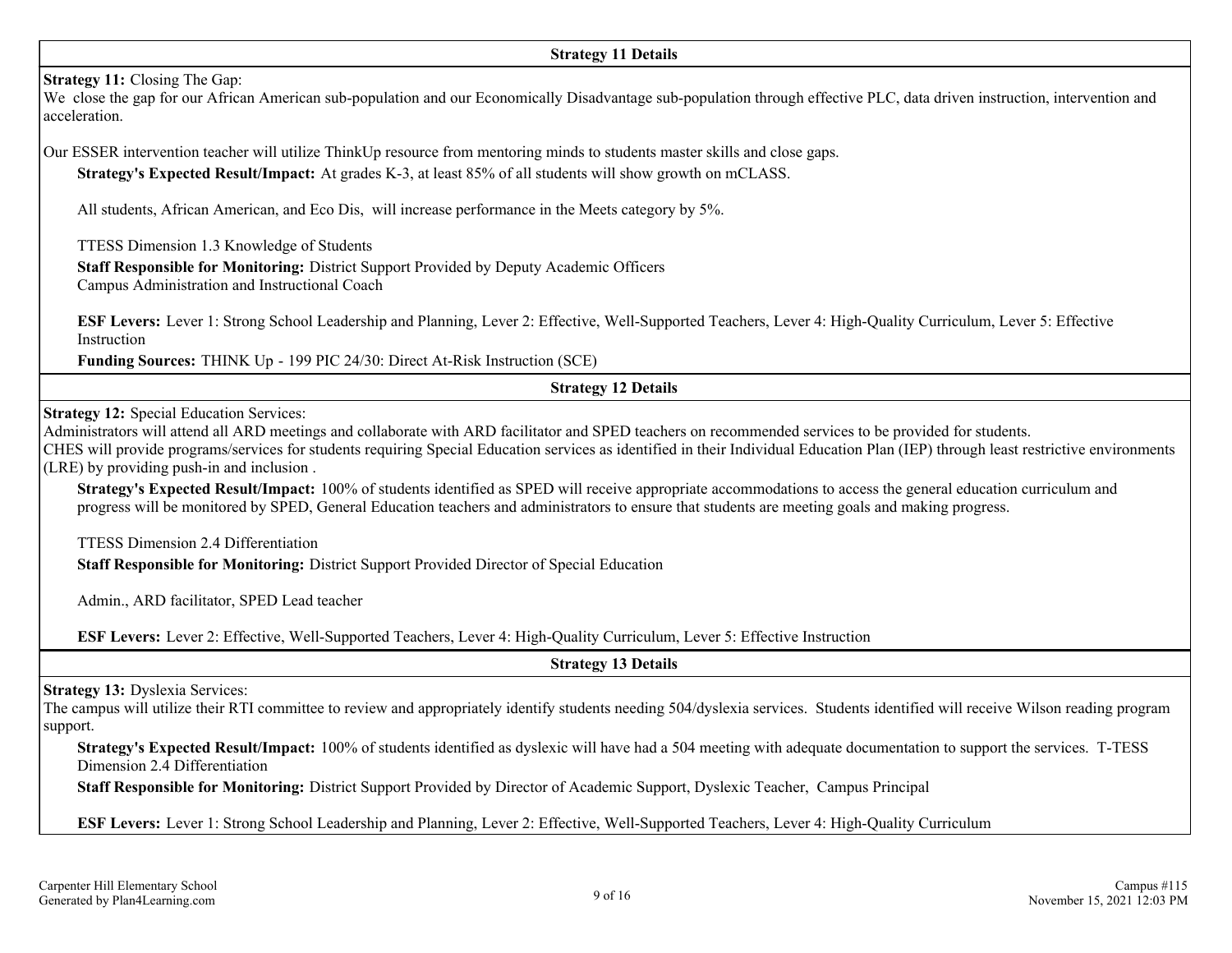### Strategy 11 Details

**Strategy 11:** Closing The Gap:
We close the gap for our African American sub-population and our Economically Disadvantage sub-population through effective PLC, data driven instruction, intervention and acceleration.

Our ESSER intervention teacher will utilize ThinkUp resource from mentoring minds to students master skills and close gaps.

**Strategy's Expected Result/Impact:** At grades K-3, at least 85% of all students will show growth on mCLASS.

All students, African American, and Eco Dis, will increase performance in the Meets category by 5%.

TTESS Dimension 1.3 Knowledge of Students

**Staff Responsible for Monitoring:** District Support Provided by Deputy Academic Officers
Campus Administration and Instructional Coach

**ESF Levers:** Lever 1: Strong School Leadership and Planning, Lever 2: Effective, Well-Supported Teachers, Lever 4: High-Quality Curriculum, Lever 5: Effective Instruction

**Funding Sources:** THINK Up - 199 PIC 24/30: Direct At-Risk Instruction (SCE)

### Strategy 12 Details

**Strategy 12:** Special Education Services:
Administrators will attend all ARD meetings and collaborate with ARD facilitator and SPED teachers on recommended services to be provided for students.
CHES will provide programs/services for students requiring Special Education services as identified in their Individual Education Plan (IEP) through least restrictive environments (LRE) by providing push-in and inclusion .

**Strategy's Expected Result/Impact:** 100% of students identified as SPED will receive appropriate accommodations to access the general education curriculum and progress will be monitored by SPED, General Education teachers and administrators to ensure that students are meeting goals and making progress.

TTESS Dimension 2.4 Differentiation

**Staff Responsible for Monitoring:** District Support Provided Director of Special Education

Admin., ARD facilitator, SPED Lead teacher

**ESF Levers:** Lever 2: Effective, Well-Supported Teachers, Lever 4: High-Quality Curriculum, Lever 5: Effective Instruction

### Strategy 13 Details

**Strategy 13:** Dyslexia Services:
The campus will utilize their RTI committee to review and appropriately identify students needing 504/dyslexia services. Students identified will receive Wilson reading program support.

**Strategy's Expected Result/Impact:** 100% of students identified as dyslexic will have had a 504 meeting with adequate documentation to support the services. T-TESS Dimension 2.4 Differentiation

**Staff Responsible for Monitoring:** District Support Provided by Director of Academic Support, Dyslexic Teacher, Campus Principal

**ESF Levers:** Lever 1: Strong School Leadership and Planning, Lever 2: Effective, Well-Supported Teachers, Lever 4: High-Quality Curriculum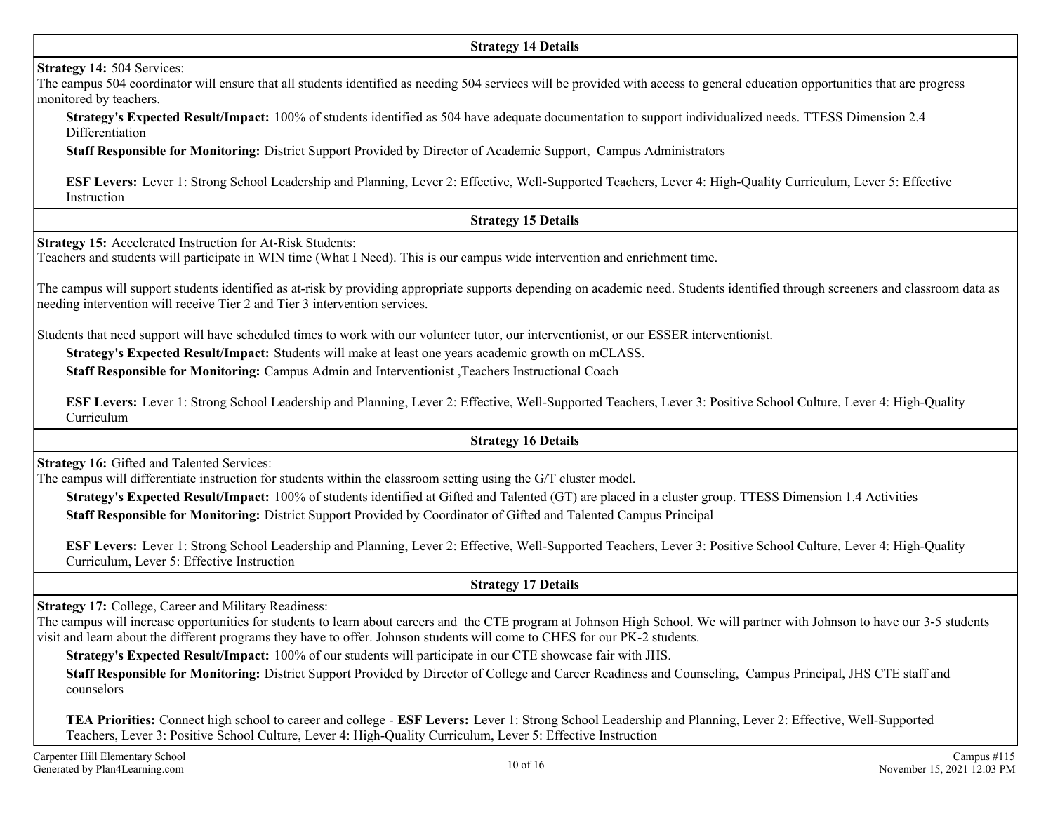## Strategy 14 Details

**Strategy 14:** 504 Services:
The campus 504 coordinator will ensure that all students identified as needing 504 services will be provided with access to general education opportunities that are progress monitored by teachers.

**Strategy's Expected Result/Impact:** 100% of students identified as 504 have adequate documentation to support individualized needs. TTESS Dimension 2.4 Differentiation

**Staff Responsible for Monitoring:** District Support Provided by Director of Academic Support, Campus Administrators

**ESF Levers:** Lever 1: Strong School Leadership and Planning, Lever 2: Effective, Well-Supported Teachers, Lever 4: High-Quality Curriculum, Lever 5: Effective Instruction

## Strategy 15 Details

**Strategy 15:** Accelerated Instruction for At-Risk Students:
Teachers and students will participate in WIN time (What I Need). This is our campus wide intervention and enrichment time.

The campus will support students identified as at-risk by providing appropriate supports depending on academic need. Students identified through screeners and classroom data as needing intervention will receive Tier 2 and Tier 3 intervention services.

Students that need support will have scheduled times to work with our volunteer tutor, our interventionist, or our ESSER interventionist.

**Strategy's Expected Result/Impact:** Students will make at least one years academic growth on mCLASS.

**Staff Responsible for Monitoring:** Campus Admin and Interventionist ,Teachers Instructional Coach

**ESF Levers:** Lever 1: Strong School Leadership and Planning, Lever 2: Effective, Well-Supported Teachers, Lever 3: Positive School Culture, Lever 4: High-Quality Curriculum

## Strategy 16 Details

**Strategy 16:** Gifted and Talented Services:
The campus will differentiate instruction for students within the classroom setting using the G/T cluster model.

**Strategy's Expected Result/Impact:** 100% of students identified at Gifted and Talented (GT) are placed in a cluster group. TTESS Dimension 1.4 Activities

**Staff Responsible for Monitoring:** District Support Provided by Coordinator of Gifted and Talented Campus Principal

**ESF Levers:** Lever 1: Strong School Leadership and Planning, Lever 2: Effective, Well-Supported Teachers, Lever 3: Positive School Culture, Lever 4: High-Quality Curriculum, Lever 5: Effective Instruction

## Strategy 17 Details

**Strategy 17:** College, Career and Military Readiness:
The campus will increase opportunities for students to learn about careers and the CTE program at Johnson High School. We will partner with Johnson to have our 3-5 students visit and learn about the different programs they have to offer. Johnson students will come to CHES for our PK-2 students.

**Strategy's Expected Result/Impact:** 100% of our students will participate in our CTE showcase fair with JHS.

**Staff Responsible for Monitoring:** District Support Provided by Director of College and Career Readiness and Counseling, Campus Principal, JHS CTE staff and counselors

**TEA Priorities:** Connect high school to career and college - **ESF Levers:** Lever 1: Strong School Leadership and Planning, Lever 2: Effective, Well-Supported Teachers, Lever 3: Positive School Culture, Lever 4: High-Quality Curriculum, Lever 5: Effective Instruction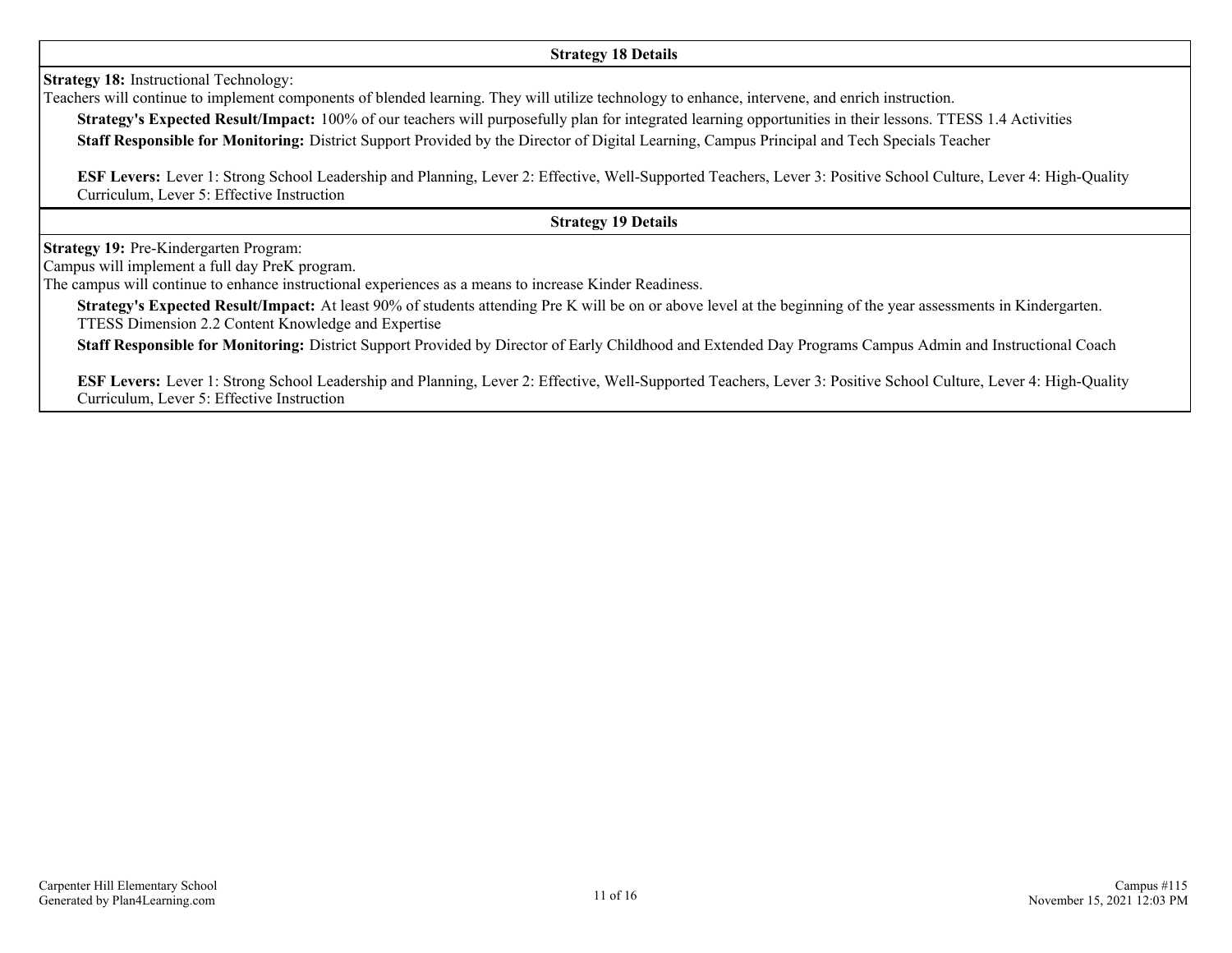### Strategy 18 Details

**Strategy 18:** Instructional Technology:

Teachers will continue to implement components of blended learning. They will utilize technology to enhance, intervene, and enrich instruction.

**Strategy's Expected Result/Impact:** 100% of our teachers will purposefully plan for integrated learning opportunities in their lessons. TTESS 1.4 Activities

**Staff Responsible for Monitoring:** District Support Provided by the Director of Digital Learning, Campus Principal and Tech Specials Teacher

**ESF Levers:** Lever 1: Strong School Leadership and Planning, Lever 2: Effective, Well-Supported Teachers, Lever 3: Positive School Culture, Lever 4: High-Quality Curriculum, Lever 5: Effective Instruction

### Strategy 19 Details

**Strategy 19:** Pre-Kindergarten Program:

Campus will implement a full day PreK program.

The campus will continue to enhance instructional experiences as a means to increase Kinder Readiness.

**Strategy's Expected Result/Impact:** At least 90% of students attending Pre K will be on or above level at the beginning of the year assessments in Kindergarten. TTESS Dimension 2.2 Content Knowledge and Expertise

**Staff Responsible for Monitoring:** District Support Provided by Director of Early Childhood and Extended Day Programs Campus Admin and Instructional Coach

**ESF Levers:** Lever 1: Strong School Leadership and Planning, Lever 2: Effective, Well-Supported Teachers, Lever 3: Positive School Culture, Lever 4: High-Quality Curriculum, Lever 5: Effective Instruction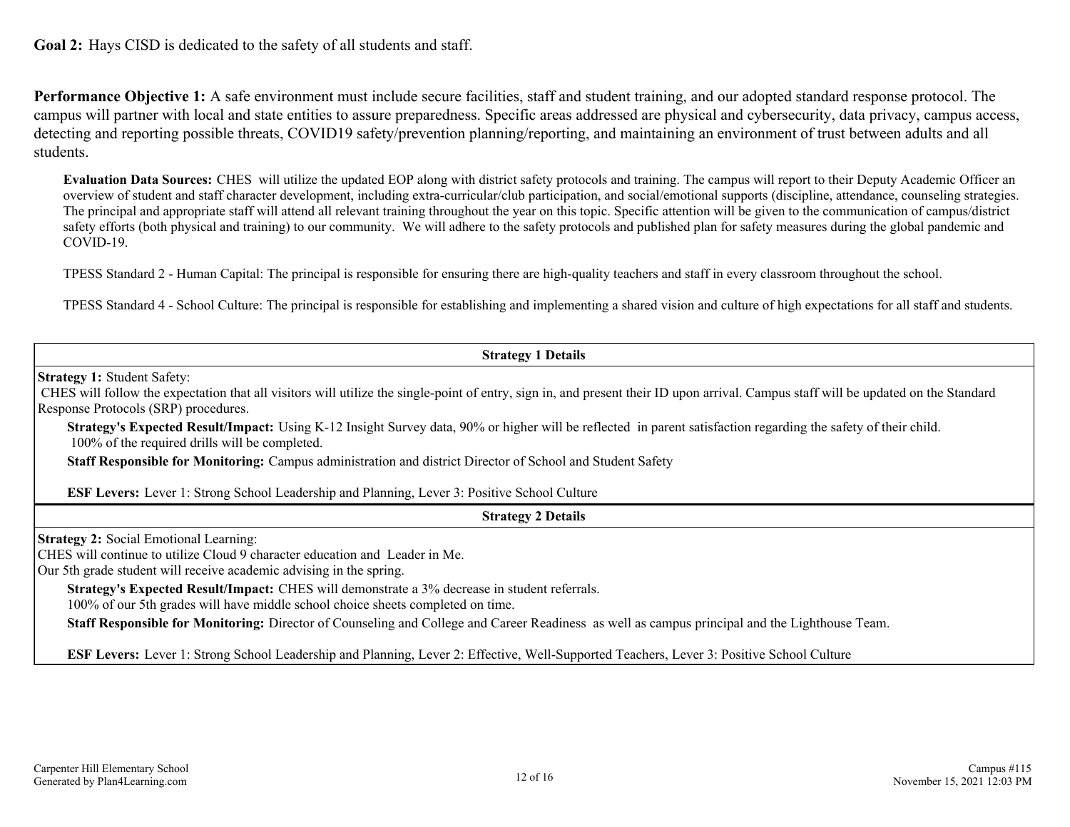**Goal 2:** Hays CISD is dedicated to the safety of all students and staff.

**Performance Objective 1:** A safe environment must include secure facilities, staff and student training, and our adopted standard response protocol. The campus will partner with local and state entities to assure preparedness. Specific areas addressed are physical and cybersecurity, data privacy, campus access, detecting and reporting possible threats, COVID19 safety/prevention planning/reporting, and maintaining an environment of trust between adults and all students.

**Evaluation Data Sources:** CHES will utilize the updated EOP along with district safety protocols and training. The campus will report to their Deputy Academic Officer an overview of student and staff character development, including extra-curricular/club participation, and social/emotional supports (discipline, attendance, counseling strategies. The principal and appropriate staff will attend all relevant training throughout the year on this topic. Specific attention will be given to the communication of campus/district safety efforts (both physical and training) to our community. We will adhere to the safety protocols and published plan for safety measures during the global pandemic and COVID-19.

TPESS Standard 2 - Human Capital: The principal is responsible for ensuring there are high-quality teachers and staff in every classroom throughout the school.

TPESS Standard 4 - School Culture: The principal is responsible for establishing and implementing a shared vision and culture of high expectations for all staff and students.

| Strategy 1 Details |
|---|
| **Strategy 1:** Student Safety:<br>CHES will follow the expectation that all visitors will utilize the single-point of entry, sign in, and present their ID upon arrival. Campus staff will be updated on the Standard Response Protocols (SRP) procedures.<br>**Strategy's Expected Result/Impact:** Using K-12 Insight Survey data, 90% or higher will be reflected in parent satisfaction regarding the safety of their child.<br>100% of the required drills will be completed.<br>**Staff Responsible for Monitoring:** Campus administration and district Director of School and Student Safety<br><br>**ESF Levers:** Lever 1: Strong School Leadership and Planning, Lever 3: Positive School Culture |

| Strategy 2 Details |
|---|
| **Strategy 2:** Social Emotional Learning:<br>CHES will continue to utilize Cloud 9 character education and Leader in Me.<br>Our 5th grade student will receive academic advising in the spring.<br>**Strategy's Expected Result/Impact:** CHES will demonstrate a 3% decrease in student referrals.<br>100% of our 5th grades will have middle school choice sheets completed on time.<br>**Staff Responsible for Monitoring:** Director of Counseling and College and Career Readiness as well as campus principal and the Lighthouse Team.<br><br>**ESF Levers:** Lever 1: Strong School Leadership and Planning, Lever 2: Effective, Well-Supported Teachers, Lever 3: Positive School Culture |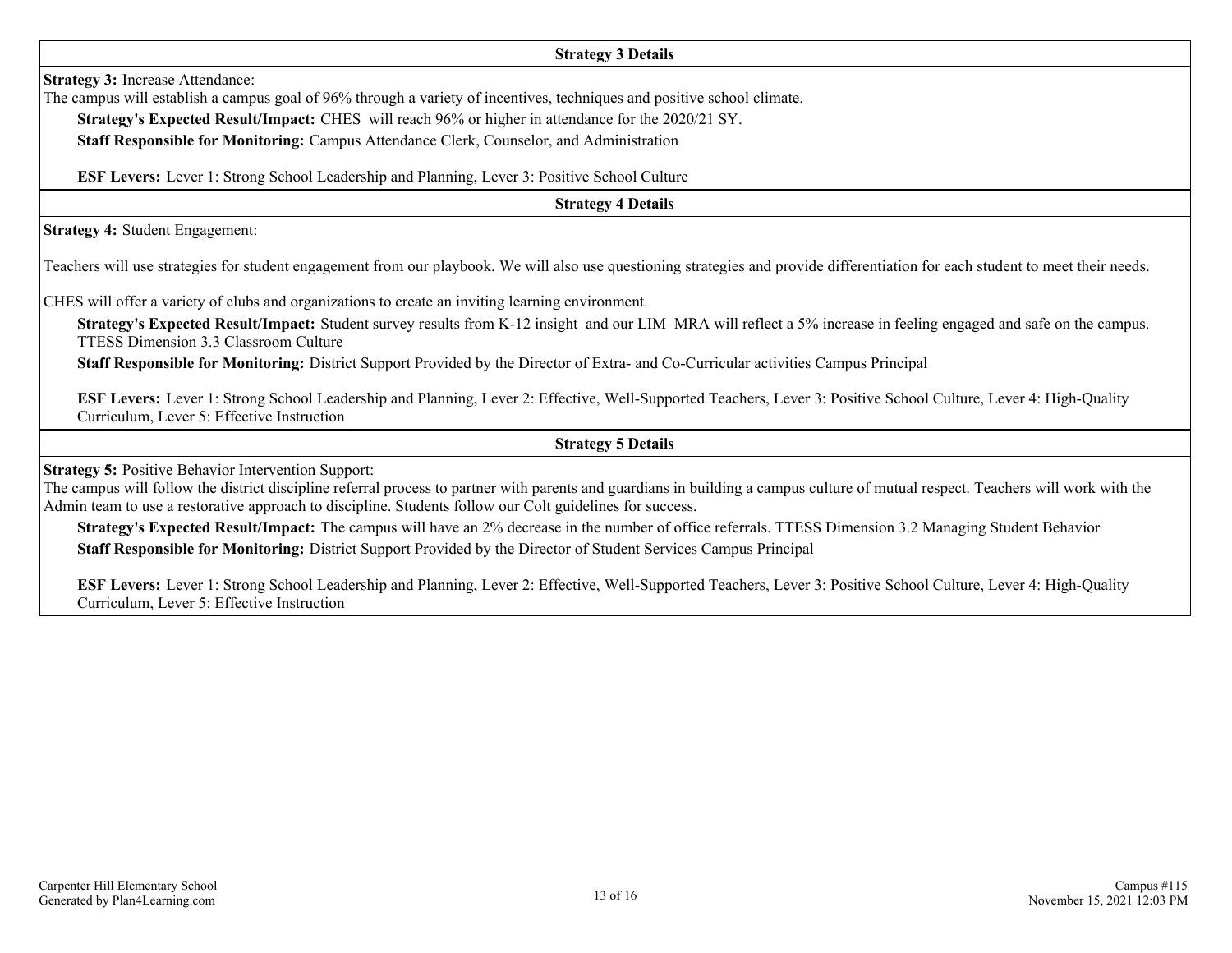#### Strategy 3 Details

**Strategy 3:** Increase Attendance:
The campus will establish a campus goal of 96% through a variety of incentives, techniques and positive school climate.

**Strategy's Expected Result/Impact:** CHES will reach 96% or higher in attendance for the 2020/21 SY.

**Staff Responsible for Monitoring:** Campus Attendance Clerk, Counselor, and Administration

**ESF Levers:** Lever 1: Strong School Leadership and Planning, Lever 3: Positive School Culture

#### Strategy 4 Details

**Strategy 4:** Student Engagement:

Teachers will use strategies for student engagement from our playbook. We will also use questioning strategies and provide differentiation for each student to meet their needs.

CHES will offer a variety of clubs and organizations to create an inviting learning environment.

**Strategy's Expected Result/Impact:** Student survey results from K-12 insight and our LIM MRA will reflect a 5% increase in feeling engaged and safe on the campus. TTESS Dimension 3.3 Classroom Culture

**Staff Responsible for Monitoring:** District Support Provided by the Director of Extra- and Co-Curricular activities Campus Principal

**ESF Levers:** Lever 1: Strong School Leadership and Planning, Lever 2: Effective, Well-Supported Teachers, Lever 3: Positive School Culture, Lever 4: High-Quality Curriculum, Lever 5: Effective Instruction

#### Strategy 5 Details

**Strategy 5:** Positive Behavior Intervention Support:
The campus will follow the district discipline referral process to partner with parents and guardians in building a campus culture of mutual respect. Teachers will work with the Admin team to use a restorative approach to discipline. Students follow our Colt guidelines for success.

**Strategy's Expected Result/Impact:** The campus will have an 2% decrease in the number of office referrals. TTESS Dimension 3.2 Managing Student Behavior

**Staff Responsible for Monitoring:** District Support Provided by the Director of Student Services Campus Principal

**ESF Levers:** Lever 1: Strong School Leadership and Planning, Lever 2: Effective, Well-Supported Teachers, Lever 3: Positive School Culture, Lever 4: High-Quality Curriculum, Lever 5: Effective Instruction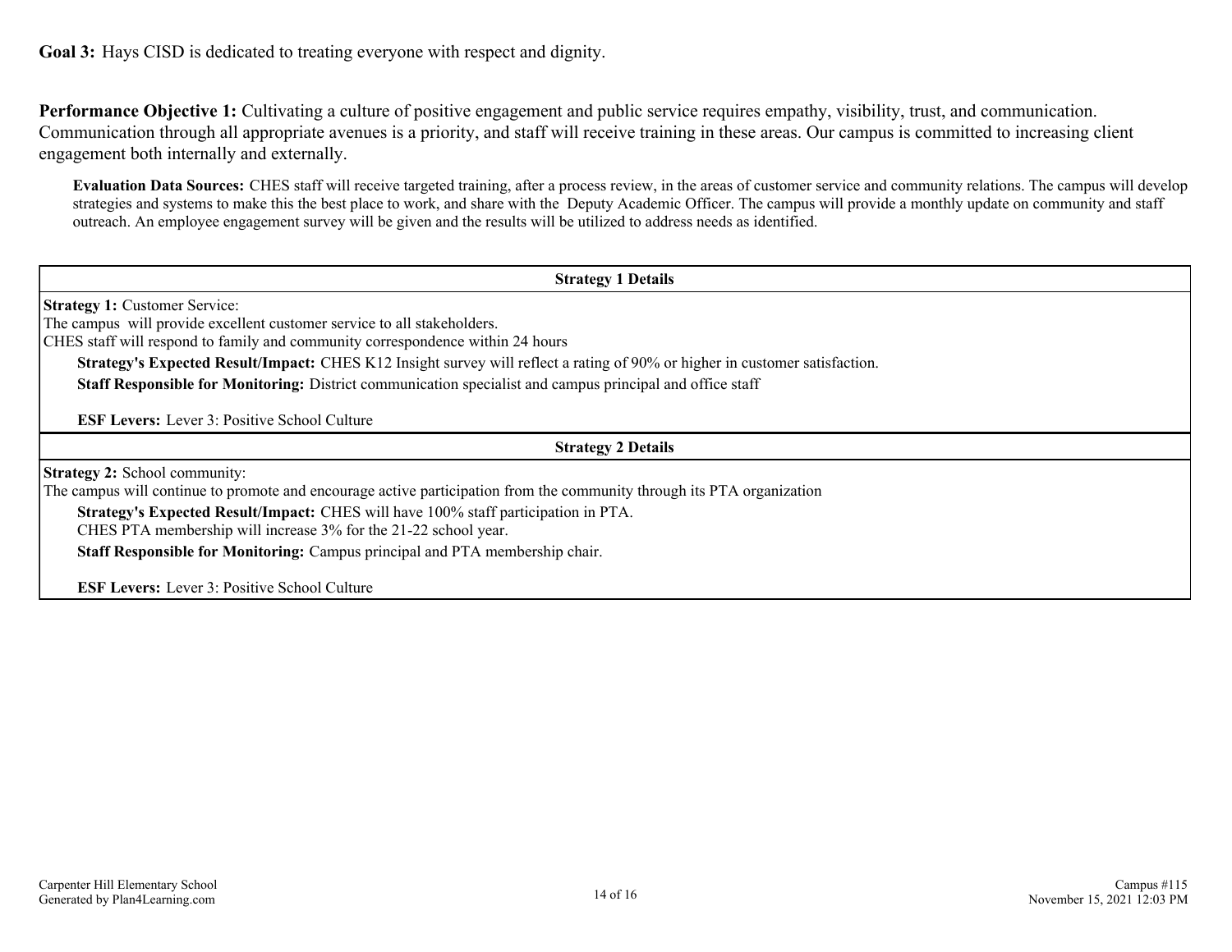**Goal 3:** Hays CISD is dedicated to treating everyone with respect and dignity.

**Performance Objective 1:** Cultivating a culture of positive engagement and public service requires empathy, visibility, trust, and communication. Communication through all appropriate avenues is a priority, and staff will receive training in these areas. Our campus is committed to increasing client engagement both internally and externally.

**Evaluation Data Sources:** CHES staff will receive targeted training, after a process review, in the areas of customer service and community relations. The campus will develop strategies and systems to make this the best place to work, and share with the Deputy Academic Officer. The campus will provide a monthly update on community and staff outreach. An employee engagement survey will be given and the results will be utilized to address needs as identified.

| Strategy 1 Details |
|---|
| **Strategy 1:** Customer Service:<br>The campus will provide excellent customer service to all stakeholders.<br>CHES staff will respond to family and community correspondence within 24 hours<br>**Strategy's Expected Result/Impact:** CHES K12 Insight survey will reflect a rating of 90% or higher in customer satisfaction.<br>**Staff Responsible for Monitoring:** District communication specialist and campus principal and office staff<br><br>**ESF Levers:** Lever 3: Positive School Culture |

| Strategy 2 Details |
|---|
| **Strategy 2:** School community:<br>The campus will continue to promote and encourage active participation from the community through its PTA organization<br>**Strategy's Expected Result/Impact:** CHES will have 100% staff participation in PTA.<br>CHES PTA membership will increase 3% for the 21-22 school year.<br>**Staff Responsible for Monitoring:** Campus principal and PTA membership chair.<br><br>**ESF Levers:** Lever 3: Positive School Culture |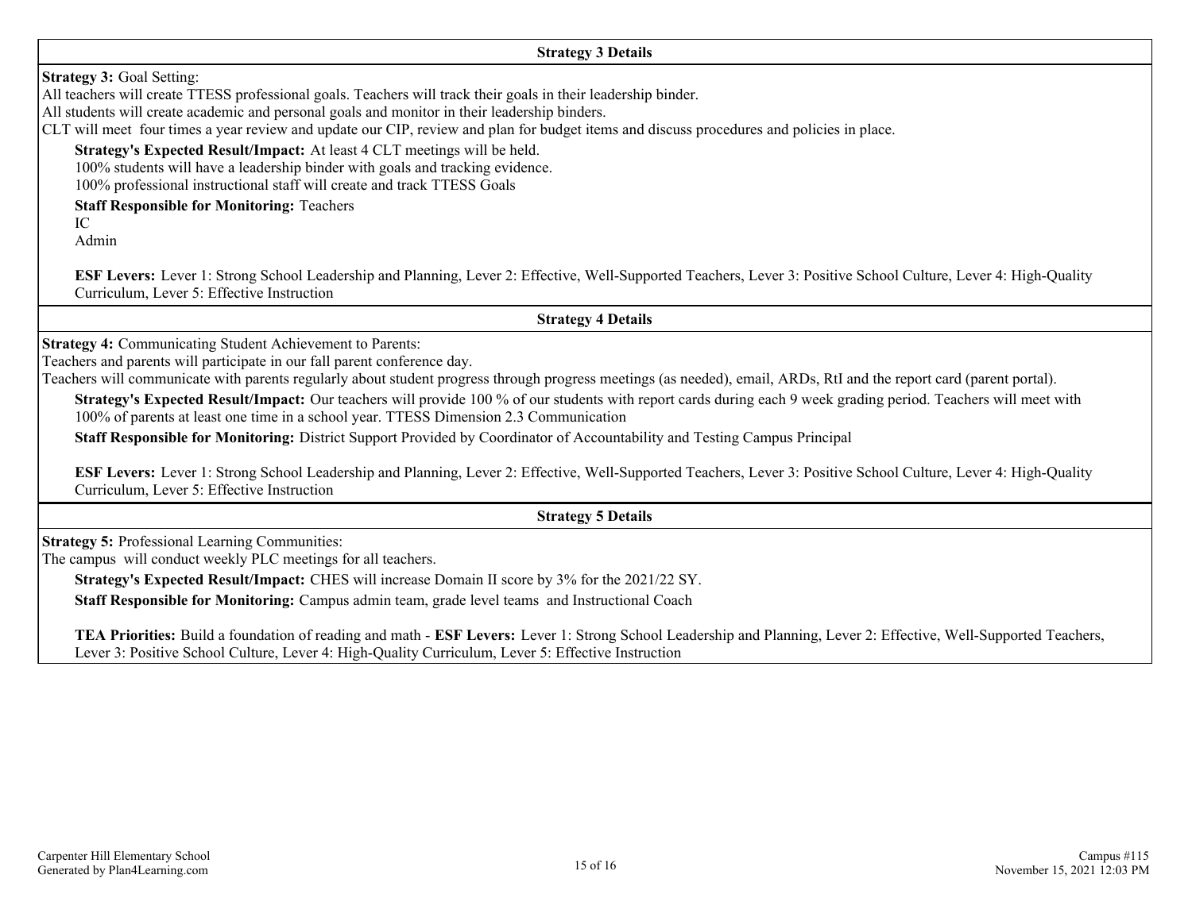### Strategy 3 Details

**Strategy 3:** Goal Setting:
All teachers will create TTESS professional goals. Teachers will track their goals in their leadership binder.
All students will create academic and personal goals and monitor in their leadership binders.
CLT will meet four times a year review and update our CIP, review and plan for budget items and discuss procedures and policies in place.

**Strategy's Expected Result/Impact:** At least 4 CLT meetings will be held.
100% students will have a leadership binder with goals and tracking evidence.
100% professional instructional staff will create and track TTESS Goals

**Staff Responsible for Monitoring:** Teachers
IC
Admin

**ESF Levers:** Lever 1: Strong School Leadership and Planning, Lever 2: Effective, Well-Supported Teachers, Lever 3: Positive School Culture, Lever 4: High-Quality Curriculum, Lever 5: Effective Instruction

### Strategy 4 Details

**Strategy 4:** Communicating Student Achievement to Parents:
Teachers and parents will participate in our fall parent conference day.
Teachers will communicate with parents regularly about student progress through progress meetings (as needed), email, ARDs, RtI and the report card (parent portal).

**Strategy's Expected Result/Impact:** Our teachers will provide 100 % of our students with report cards during each 9 week grading period. Teachers will meet with 100% of parents at least one time in a school year. TTESS Dimension 2.3 Communication

**Staff Responsible for Monitoring:** District Support Provided by Coordinator of Accountability and Testing Campus Principal

**ESF Levers:** Lever 1: Strong School Leadership and Planning, Lever 2: Effective, Well-Supported Teachers, Lever 3: Positive School Culture, Lever 4: High-Quality Curriculum, Lever 5: Effective Instruction

### Strategy 5 Details

**Strategy 5:** Professional Learning Communities:
The campus will conduct weekly PLC meetings for all teachers.

**Strategy's Expected Result/Impact:** CHES will increase Domain II score by 3% for the 2021/22 SY.

**Staff Responsible for Monitoring:** Campus admin team, grade level teams and Instructional Coach

**TEA Priorities:** Build a foundation of reading and math - **ESF Levers:** Lever 1: Strong School Leadership and Planning, Lever 2: Effective, Well-Supported Teachers, Lever 3: Positive School Culture, Lever 4: High-Quality Curriculum, Lever 5: Effective Instruction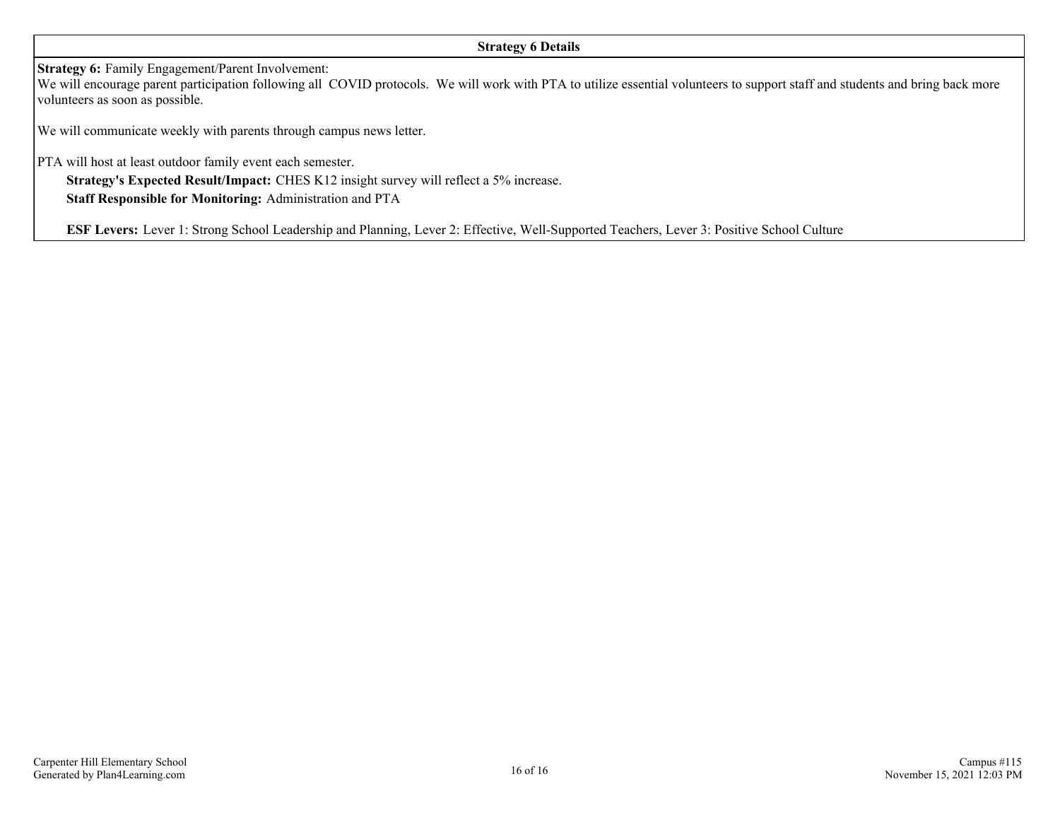**Strategy 6 Details**

**Strategy 6:** Family Engagement/Parent Involvement:
We will encourage parent participation following all COVID protocols. We will work with PTA to utilize essential volunteers to support staff and students and bring back more volunteers as soon as possible.

We will communicate weekly with parents through campus news letter.

PTA will host at least outdoor family event each semester.

**Strategy's Expected Result/Impact:** CHES K12 insight survey will reflect a 5% increase.

**Staff Responsible for Monitoring:** Administration and PTA

**ESF Levers:** Lever 1: Strong School Leadership and Planning, Lever 2: Effective, Well-Supported Teachers, Lever 3: Positive School Culture